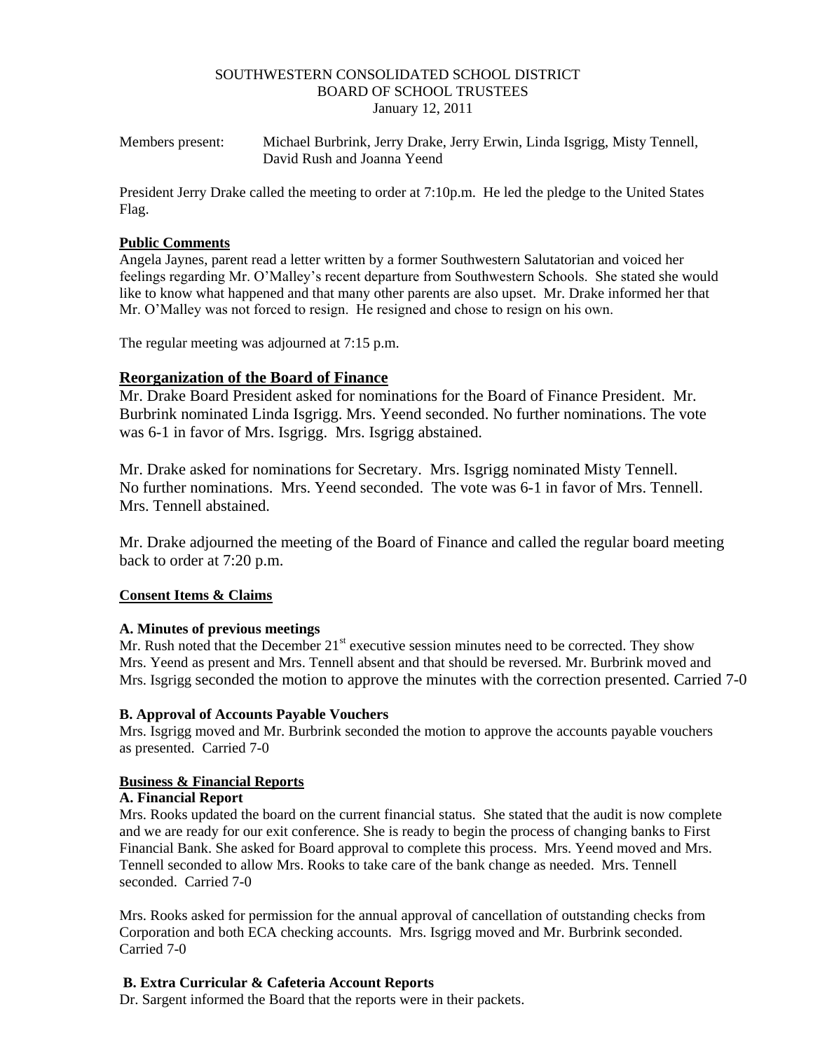SOUTHWESTERN CONSOLIDATED SCHOOL DISTRICT
BOARD OF SCHOOL TRUSTEES
January 12, 2011

Members present: Michael Burbrink, Jerry Drake, Jerry Erwin, Linda Isgrigg, Misty Tennell, David Rush and Joanna Yeend

President Jerry Drake called the meeting to order at 7:10p.m. He led the pledge to the United States Flag.

**Public Comments**

Angela Jaynes, parent read a letter written by a former Southwestern Salutatorian and voiced her feelings regarding Mr. O'Malley's recent departure from Southwestern Schools. She stated she would like to know what happened and that many other parents are also upset. Mr. Drake informed her that Mr. O'Malley was not forced to resign. He resigned and chose to resign on his own.

The regular meeting was adjourned at 7:15 p.m.

**Reorganization of the Board of Finance**

Mr. Drake Board President asked for nominations for the Board of Finance President. Mr. Burbrink nominated Linda Isgrigg. Mrs. Yeend seconded. No further nominations. The vote was 6-1 in favor of Mrs. Isgrigg. Mrs. Isgrigg abstained.

Mr. Drake asked for nominations for Secretary. Mrs. Isgrigg nominated Misty Tennell. No further nominations. Mrs. Yeend seconded. The vote was 6-1 in favor of Mrs. Tennell. Mrs. Tennell abstained.

Mr. Drake adjourned the meeting of the Board of Finance and called the regular board meeting back to order at 7:20 p.m.

**Consent Items & Claims**

**A. Minutes of previous meetings**

Mr. Rush noted that the December 21st executive session minutes need to be corrected. They show Mrs. Yeend as present and Mrs. Tennell absent and that should be reversed. Mr. Burbrink moved and Mrs. Isgrigg seconded the motion to approve the minutes with the correction presented. Carried 7-0

**B. Approval of Accounts Payable Vouchers**

Mrs. Isgrigg moved and Mr. Burbrink seconded the motion to approve the accounts payable vouchers as presented. Carried 7-0

**Business & Financial Reports**

**A. Financial Report**

Mrs. Rooks updated the board on the current financial status. She stated that the audit is now complete and we are ready for our exit conference. She is ready to begin the process of changing banks to First Financial Bank. She asked for Board approval to complete this process. Mrs. Yeend moved and Mrs. Tennell seconded to allow Mrs. Rooks to take care of the bank change as needed. Mrs. Tennell seconded. Carried 7-0

Mrs. Rooks asked for permission for the annual approval of cancellation of outstanding checks from Corporation and both ECA checking accounts. Mrs. Isgrigg moved and Mr. Burbrink seconded. Carried 7-0

**B. Extra Curricular & Cafeteria Account Reports**

Dr. Sargent informed the Board that the reports were in their packets.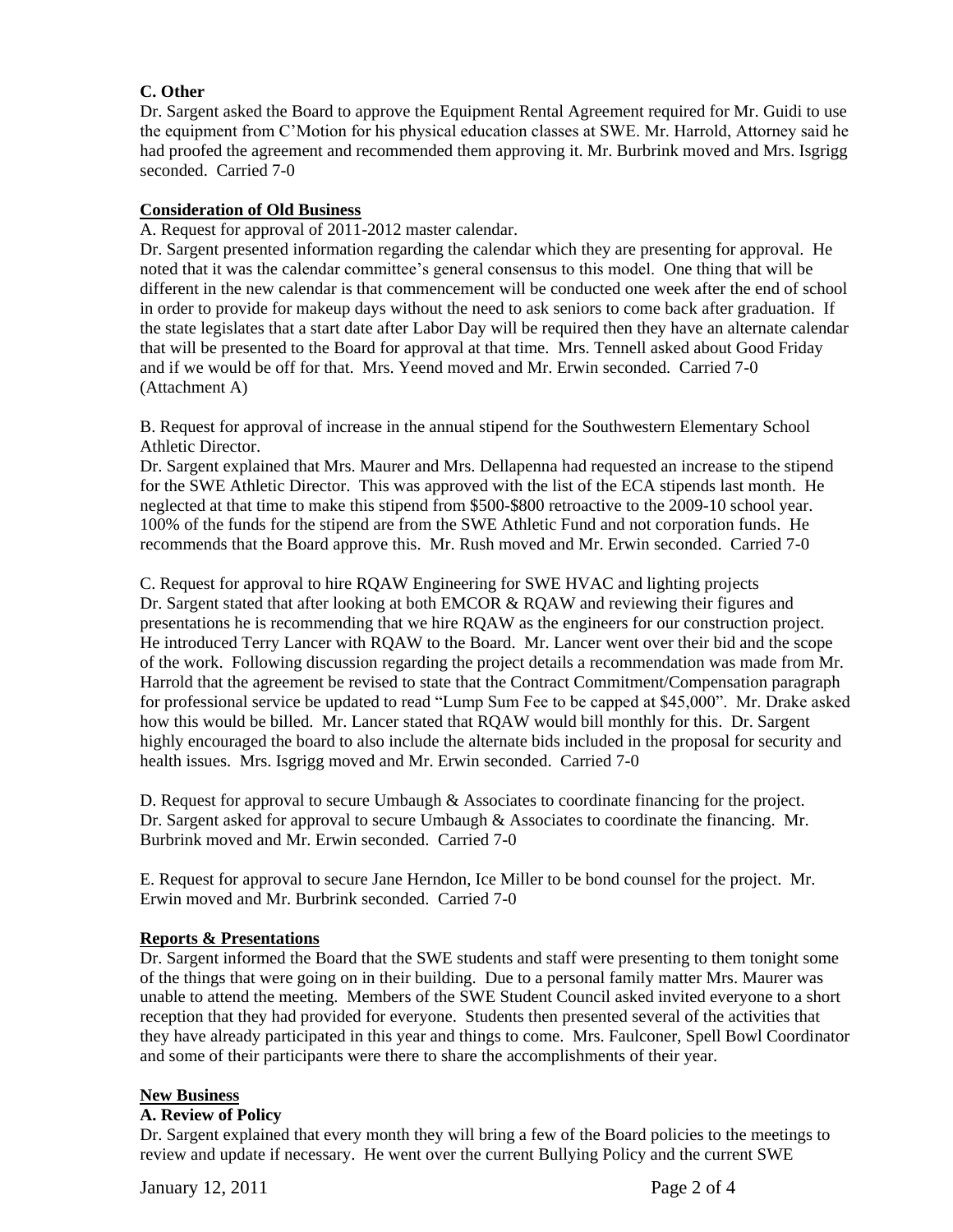**C. Other**

Dr. Sargent asked the Board to approve the Equipment Rental Agreement required for Mr. Guidi to use the equipment from C'Motion for his physical education classes at SWE. Mr. Harrold, Attorney said he had proofed the agreement and recommended them approving it. Mr. Burbrink moved and Mrs. Isgrigg seconded. Carried 7-0

## Consideration of Old Business

A. Request for approval of 2011-2012 master calendar.

Dr. Sargent presented information regarding the calendar which they are presenting for approval. He noted that it was the calendar committee's general consensus to this model. One thing that will be different in the new calendar is that commencement will be conducted one week after the end of school in order to provide for makeup days without the need to ask seniors to come back after graduation. If the state legislates that a start date after Labor Day will be required then they have an alternate calendar that will be presented to the Board for approval at that time. Mrs. Tennell asked about Good Friday and if we would be off for that. Mrs. Yeend moved and Mr. Erwin seconded. Carried 7-0 (Attachment A)

B. Request for approval of increase in the annual stipend for the Southwestern Elementary School Athletic Director.

Dr. Sargent explained that Mrs. Maurer and Mrs. Dellapenna had requested an increase to the stipend for the SWE Athletic Director. This was approved with the list of the ECA stipends last month. He neglected at that time to make this stipend from $500-$800 retroactive to the 2009-10 school year. 100% of the funds for the stipend are from the SWE Athletic Fund and not corporation funds. He recommends that the Board approve this. Mr. Rush moved and Mr. Erwin seconded. Carried 7-0

C. Request for approval to hire RQAW Engineering for SWE HVAC and lighting projects

Dr. Sargent stated that after looking at both EMCOR & RQAW and reviewing their figures and presentations he is recommending that we hire RQAW as the engineers for our construction project. He introduced Terry Lancer with RQAW to the Board. Mr. Lancer went over their bid and the scope of the work. Following discussion regarding the project details a recommendation was made from Mr. Harrold that the agreement be revised to state that the Contract Commitment/Compensation paragraph for professional service be updated to read "Lump Sum Fee to be capped at $45,000". Mr. Drake asked how this would be billed. Mr. Lancer stated that RQAW would bill monthly for this. Dr. Sargent highly encouraged the board to also include the alternate bids included in the proposal for security and health issues. Mrs. Isgrigg moved and Mr. Erwin seconded. Carried 7-0

D. Request for approval to secure Umbaugh & Associates to coordinate financing for the project.

Dr. Sargent asked for approval to secure Umbaugh & Associates to coordinate the financing. Mr. Burbrink moved and Mr. Erwin seconded. Carried 7-0

E. Request for approval to secure Jane Herndon, Ice Miller to be bond counsel for the project. Mr. Erwin moved and Mr. Burbrink seconded. Carried 7-0

## Reports & Presentations

Dr. Sargent informed the Board that the SWE students and staff were presenting to them tonight some of the things that were going on in their building. Due to a personal family matter Mrs. Maurer was unable to attend the meeting. Members of the SWE Student Council asked invited everyone to a short reception that they had provided for everyone. Students then presented several of the activities that they have already participated in this year and things to come. Mrs. Faulconer, Spell Bowl Coordinator and some of their participants were there to share the accomplishments of their year.

## New Business

**A. Review of Policy**

Dr. Sargent explained that every month they will bring a few of the Board policies to the meetings to review and update if necessary. He went over the current Bullying Policy and the current SWE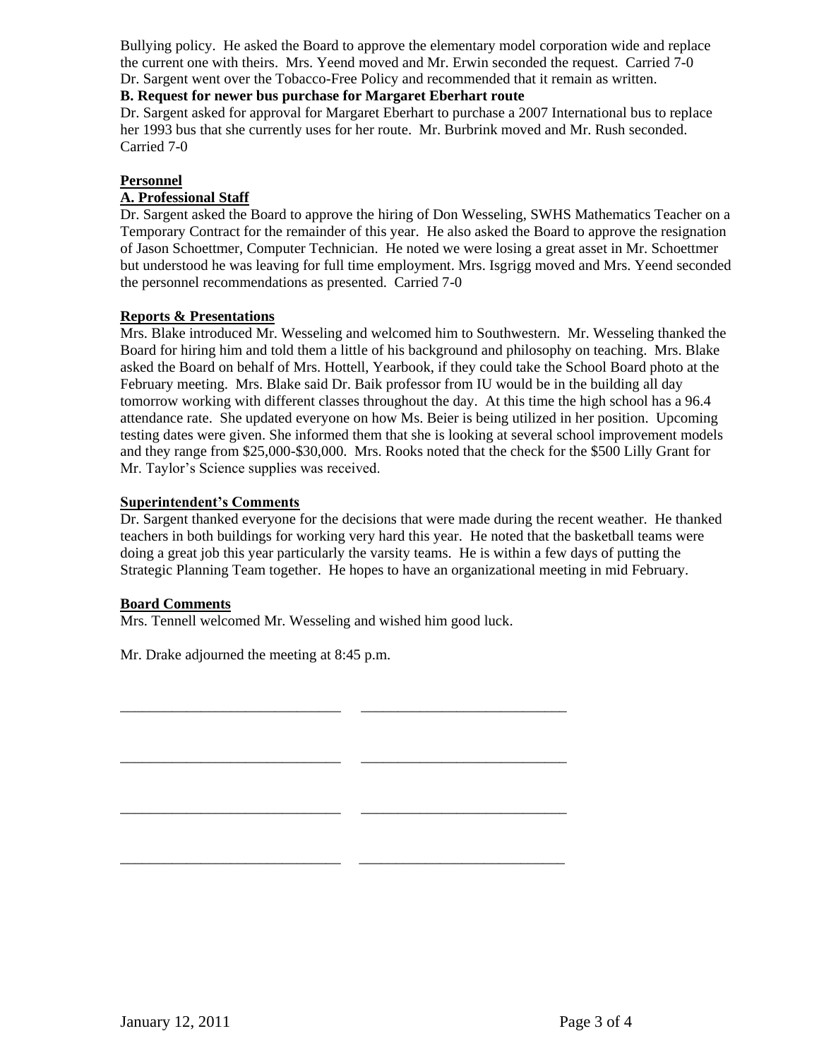Bullying policy. He asked the Board to approve the elementary model corporation wide and replace the current one with theirs. Mrs. Yeend moved and Mr. Erwin seconded the request. Carried 7-0
Dr. Sargent went over the Tobacco-Free Policy and recommended that it remain as written.

**B. Request for newer bus purchase for Margaret Eberhart route**

Dr. Sargent asked for approval for Margaret Eberhart to purchase a 2007 International bus to replace her 1993 bus that she currently uses for her route. Mr. Burbrink moved and Mr. Rush seconded. Carried 7-0

**<u>Personnel</u>**

**<u>A. Professional Staff</u>**

Dr. Sargent asked the Board to approve the hiring of Don Wesseling, SWHS Mathematics Teacher on a Temporary Contract for the remainder of this year. He also asked the Board to approve the resignation of Jason Schoettmer, Computer Technician. He noted we were losing a great asset in Mr. Schoettmer but understood he was leaving for full time employment. Mrs. Isgrigg moved and Mrs. Yeend seconded the personnel recommendations as presented. Carried 7-0

**<u>Reports & Presentations</u>**

Mrs. Blake introduced Mr. Wesseling and welcomed him to Southwestern. Mr. Wesseling thanked the Board for hiring him and told them a little of his background and philosophy on teaching. Mrs. Blake asked the Board on behalf of Mrs. Hottell, Yearbook, if they could take the School Board photo at the February meeting. Mrs. Blake said Dr. Baik professor from IU would be in the building all day tomorrow working with different classes throughout the day. At this time the high school has a 96.4 attendance rate. She updated everyone on how Ms. Beier is being utilized in her position. Upcoming testing dates were given. She informed them that she is looking at several school improvement models and they range from $25,000-$30,000. Mrs. Rooks noted that the check for the $500 Lilly Grant for Mr. Taylor's Science supplies was received.

**<u>Superintendent's Comments</u>**

Dr. Sargent thanked everyone for the decisions that were made during the recent weather. He thanked teachers in both buildings for working very hard this year. He noted that the basketball teams were doing a great job this year particularly the varsity teams. He is within a few days of putting the Strategic Planning Team together. He hopes to have an organizational meeting in mid February.

**<u>Board Comments</u>**

Mrs. Tennell welcomed Mr. Wesseling and wished him good luck.

Mr. Drake adjourned the meeting at 8:45 p.m.

\_\_\_\_\_\_\_\_\_\_\_\_\_\_\_\_\_\_\_\_\_\_\_\_\_\_\_\_\_\_ \_\_\_\_\_\_\_\_\_\_\_\_\_\_\_\_\_\_\_\_\_\_\_\_\_\_\_\_

\_\_\_\_\_\_\_\_\_\_\_\_\_\_\_\_\_\_\_\_\_\_\_\_\_\_\_\_\_\_ \_\_\_\_\_\_\_\_\_\_\_\_\_\_\_\_\_\_\_\_\_\_\_\_\_\_\_\_

\_\_\_\_\_\_\_\_\_\_\_\_\_\_\_\_\_\_\_\_\_\_\_\_\_\_\_\_\_\_ \_\_\_\_\_\_\_\_\_\_\_\_\_\_\_\_\_\_\_\_\_\_\_\_\_\_\_\_

\_\_\_\_\_\_\_\_\_\_\_\_\_\_\_\_\_\_\_\_\_\_\_\_\_\_\_\_\_\_ \_\_\_\_\_\_\_\_\_\_\_\_\_\_\_\_\_\_\_\_\_\_\_\_\_\_\_\_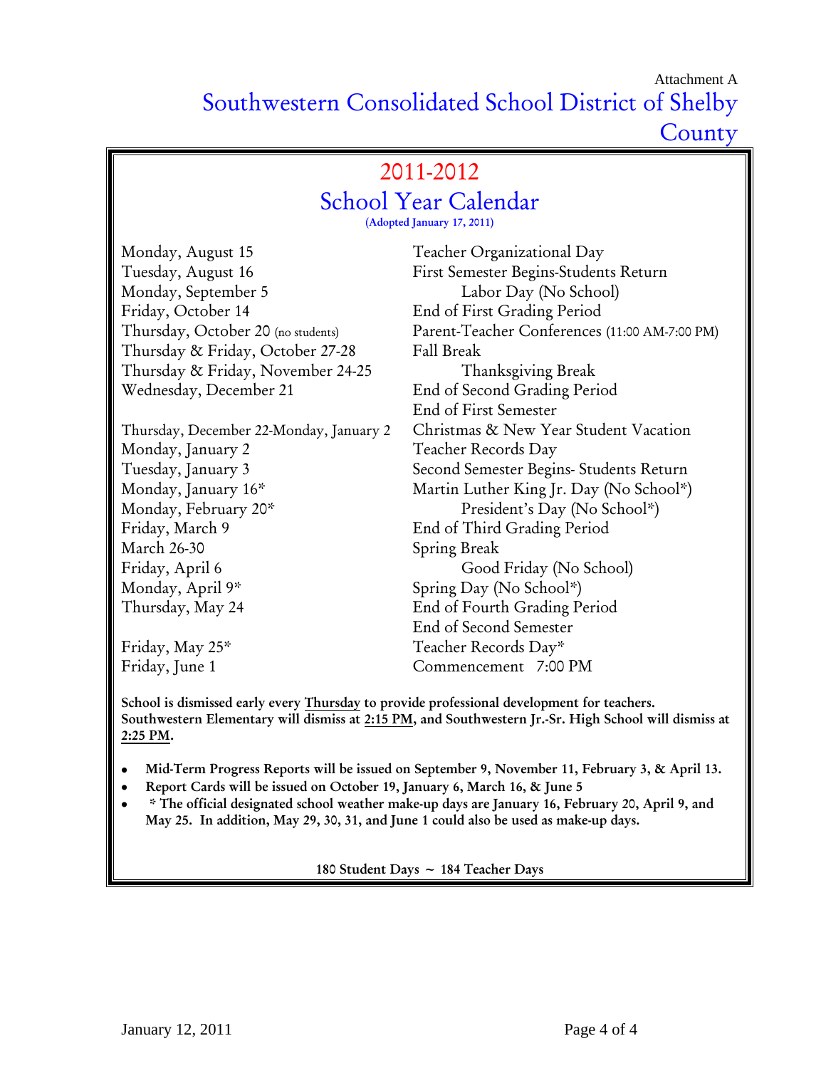Attachment A

# Southwestern Consolidated School District of Shelby County

## 2011-2012
## School Year Calendar

(Adopted January 17, 2011)

| | |
|---|---|
| Monday, August 15 | Teacher Organizational Day |
| Tuesday, August 16 | First Semester Begins-Students Return |
| Monday, September 5 | Labor Day (No School) |
| Friday, October 14 | End of First Grading Period |
| Thursday, October 20 (no students) | Parent-Teacher Conferences (11:00 AM-7:00 PM) |
| Thursday & Friday, October 27-28 | Fall Break |
| Thursday & Friday, November 24-25 | Thanksgiving Break |
| Wednesday, December 21 | End of Second Grading Period<br>End of First Semester |
| Thursday, December 22-Monday, January 2 | Christmas & New Year Student Vacation |
| Monday, January 2 | Teacher Records Day |
| Tuesday, January 3 | Second Semester Begins- Students Return |
| Monday, January 16* | Martin Luther King Jr. Day (No School*) |
| Monday, February 20* | President's Day (No School*) |
| Friday, March 9 | End of Third Grading Period |
| March 26-30 | Spring Break |
| Friday, April 6 | Good Friday (No School) |
| Monday, April 9* | Spring Day (No School*) |
| Thursday, May 24 | End of Fourth Grading Period<br>End of Second Semester |
| Friday, May 25* | Teacher Records Day* |
| Friday, June 1 | Commencement 7:00 PM |

**School is dismissed early every Thursday to provide professional development for teachers. Southwestern Elementary will dismiss at 2:15 PM, and Southwestern Jr.-Sr. High School will dismiss at 2:25 PM.**

- **Mid-Term Progress Reports will be issued on September 9, November 11, February 3, & April 13.**
- **Report Cards will be issued on October 19, January 6, March 16, & June 5**
- **\* The official designated school weather make-up days are January 16, February 20, April 9, and May 25. In addition, May 29, 30, 31, and June 1 could also be used as make-up days.**

**180 Student Days ~ 184 Teacher Days**

January 12, 2011